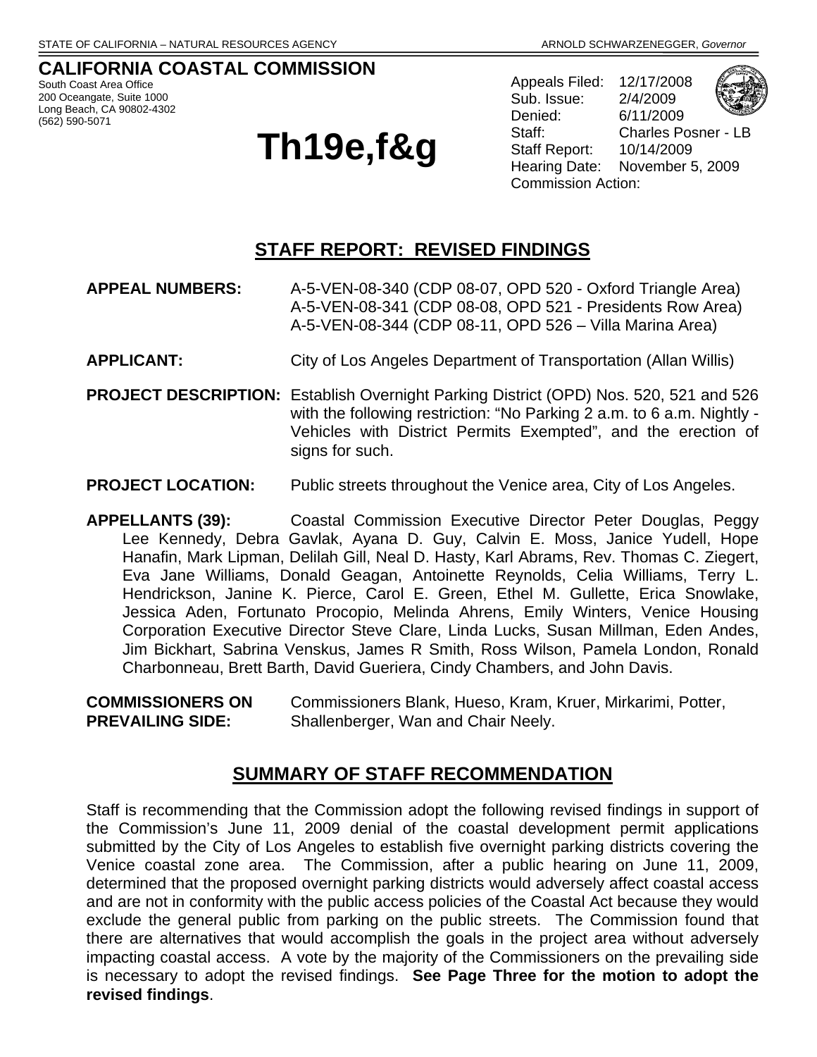STATE OF CALIFORNIA – NATURAL RESOURCES AGENCY ARNOLD SCHWARZENEGGER, *Governor*

**CALIFORNIA COASTAL COMMISSION**
South Coast Area Office
200 Oceangate, Suite 1000
Long Beach, CA 90802-4302
(562) 590-5071

# Th19e,f&g

Appeals Filed: 12/17/2008
Sub. Issue: 2/4/2009
Denied: 6/11/2009
Staff: Charles Posner - LB
Staff Report: 10/14/2009
Hearing Date: November 5, 2009
Commission Action:

## STAFF REPORT: REVISED FINDINGS

**APPEAL NUMBERS:** A-5-VEN-08-340 (CDP 08-07, OPD 520 - Oxford Triangle Area)
A-5-VEN-08-341 (CDP 08-08, OPD 521 - Presidents Row Area)
A-5-VEN-08-344 (CDP 08-11, OPD 526 – Villa Marina Area)

**APPLICANT:** City of Los Angeles Department of Transportation (Allan Willis)

**PROJECT DESCRIPTION:** Establish Overnight Parking District (OPD) Nos. 520, 521 and 526 with the following restriction: "No Parking 2 a.m. to 6 a.m. Nightly - Vehicles with District Permits Exempted", and the erection of signs for such.

**PROJECT LOCATION:** Public streets throughout the Venice area, City of Los Angeles.

**APPELLANTS (39):** Coastal Commission Executive Director Peter Douglas, Peggy Lee Kennedy, Debra Gavlak, Ayana D. Guy, Calvin E. Moss, Janice Yudell, Hope Hanafin, Mark Lipman, Delilah Gill, Neal D. Hasty, Karl Abrams, Rev. Thomas C. Ziegert, Eva Jane Williams, Donald Geagan, Antoinette Reynolds, Celia Williams, Terry L. Hendrickson, Janine K. Pierce, Carol E. Green, Ethel M. Gullette, Erica Snowlake, Jessica Aden, Fortunato Procopio, Melinda Ahrens, Emily Winters, Venice Housing Corporation Executive Director Steve Clare, Linda Lucks, Susan Millman, Eden Andes, Jim Bickhart, Sabrina Venskus, James R Smith, Ross Wilson, Pamela London, Ronald Charbonneau, Brett Barth, David Gueriera, Cindy Chambers, and John Davis.

**COMMISSIONERS ON PREVAILING SIDE:** Commissioners Blank, Hueso, Kram, Kruer, Mirkarimi, Potter, Shallenberger, Wan and Chair Neely.

## SUMMARY OF STAFF RECOMMENDATION

Staff is recommending that the Commission adopt the following revised findings in support of the Commission's June 11, 2009 denial of the coastal development permit applications submitted by the City of Los Angeles to establish five overnight parking districts covering the Venice coastal zone area. The Commission, after a public hearing on June 11, 2009, determined that the proposed overnight parking districts would adversely affect coastal access and are not in conformity with the public access policies of the Coastal Act because they would exclude the general public from parking on the public streets. The Commission found that there are alternatives that would accomplish the goals in the project area without adversely impacting coastal access. A vote by the majority of the Commissioners on the prevailing side is necessary to adopt the revised findings. **See Page Three for the motion to adopt the revised findings**.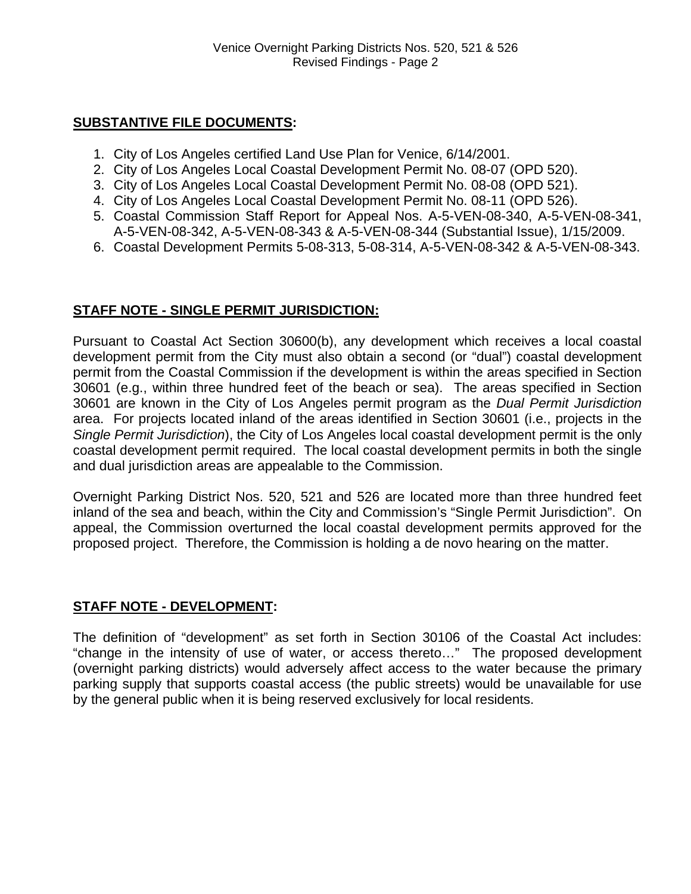**SUBSTANTIVE FILE DOCUMENTS:**

1. City of Los Angeles certified Land Use Plan for Venice, 6/14/2001.
2. City of Los Angeles Local Coastal Development Permit No. 08-07 (OPD 520).
3. City of Los Angeles Local Coastal Development Permit No. 08-08 (OPD 521).
4. City of Los Angeles Local Coastal Development Permit No. 08-11 (OPD 526).
5. Coastal Commission Staff Report for Appeal Nos. A-5-VEN-08-340, A-5-VEN-08-341, A-5-VEN-08-342, A-5-VEN-08-343 & A-5-VEN-08-344 (Substantial Issue), 1/15/2009.
6. Coastal Development Permits 5-08-313, 5-08-314, A-5-VEN-08-342 & A-5-VEN-08-343.

**STAFF NOTE - SINGLE PERMIT JURISDICTION:**

Pursuant to Coastal Act Section 30600(b), any development which receives a local coastal development permit from the City must also obtain a second (or "dual") coastal development permit from the Coastal Commission if the development is within the areas specified in Section 30601 (e.g., within three hundred feet of the beach or sea). The areas specified in Section 30601 are known in the City of Los Angeles permit program as the *Dual Permit Jurisdiction* area. For projects located inland of the areas identified in Section 30601 (i.e., projects in the *Single Permit Jurisdiction*), the City of Los Angeles local coastal development permit is the only coastal development permit required. The local coastal development permits in both the single and dual jurisdiction areas are appealable to the Commission.

Overnight Parking District Nos. 520, 521 and 526 are located more than three hundred feet inland of the sea and beach, within the City and Commission's "Single Permit Jurisdiction". On appeal, the Commission overturned the local coastal development permits approved for the proposed project. Therefore, the Commission is holding a de novo hearing on the matter.

**STAFF NOTE - DEVELOPMENT:**

The definition of "development" as set forth in Section 30106 of the Coastal Act includes: "change in the intensity of use of water, or access thereto…" The proposed development (overnight parking districts) would adversely affect access to the water because the primary parking supply that supports coastal access (the public streets) would be unavailable for use by the general public when it is being reserved exclusively for local residents.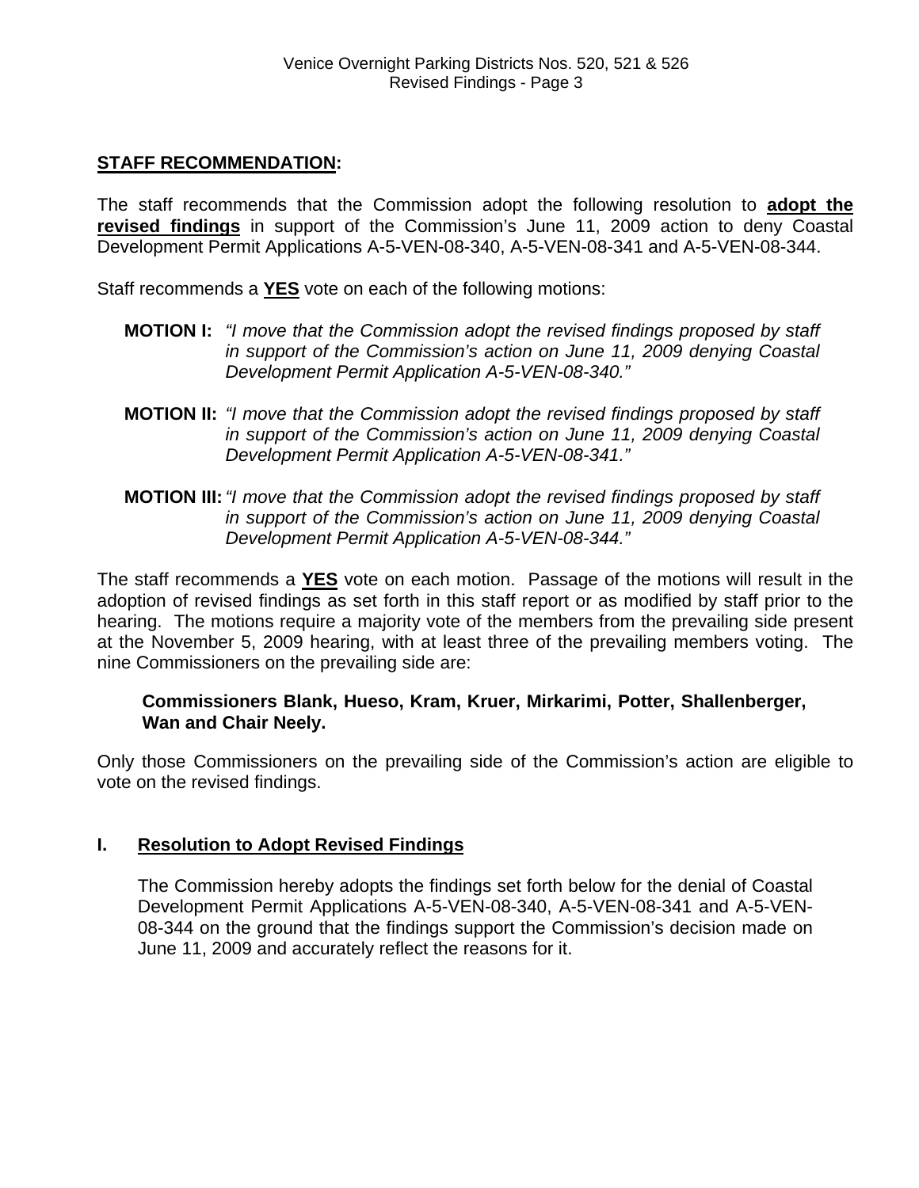## STAFF RECOMMENDATION:

The staff recommends that the Commission adopt the following resolution to **adopt the revised findings** in support of the Commission's June 11, 2009 action to deny Coastal Development Permit Applications A-5-VEN-08-340, A-5-VEN-08-341 and A-5-VEN-08-344.

Staff recommends a **YES** vote on each of the following motions:

**MOTION I:** *"I move that the Commission adopt the revised findings proposed by staff in support of the Commission's action on June 11, 2009 denying Coastal Development Permit Application A-5-VEN-08-340."*

**MOTION II:** *"I move that the Commission adopt the revised findings proposed by staff in support of the Commission's action on June 11, 2009 denying Coastal Development Permit Application A-5-VEN-08-341."*

**MOTION III:** *"I move that the Commission adopt the revised findings proposed by staff in support of the Commission's action on June 11, 2009 denying Coastal Development Permit Application A-5-VEN-08-344."*

The staff recommends a **YES** vote on each motion. Passage of the motions will result in the adoption of revised findings as set forth in this staff report or as modified by staff prior to the hearing. The motions require a majority vote of the members from the prevailing side present at the November 5, 2009 hearing, with at least three of the prevailing members voting. The nine Commissioners on the prevailing side are:

**Commissioners Blank, Hueso, Kram, Kruer, Mirkarimi, Potter, Shallenberger, Wan and Chair Neely.**

Only those Commissioners on the prevailing side of the Commission's action are eligible to vote on the revised findings.

## I. Resolution to Adopt Revised Findings

The Commission hereby adopts the findings set forth below for the denial of Coastal Development Permit Applications A-5-VEN-08-340, A-5-VEN-08-341 and A-5-VEN-08-344 on the ground that the findings support the Commission's decision made on June 11, 2009 and accurately reflect the reasons for it.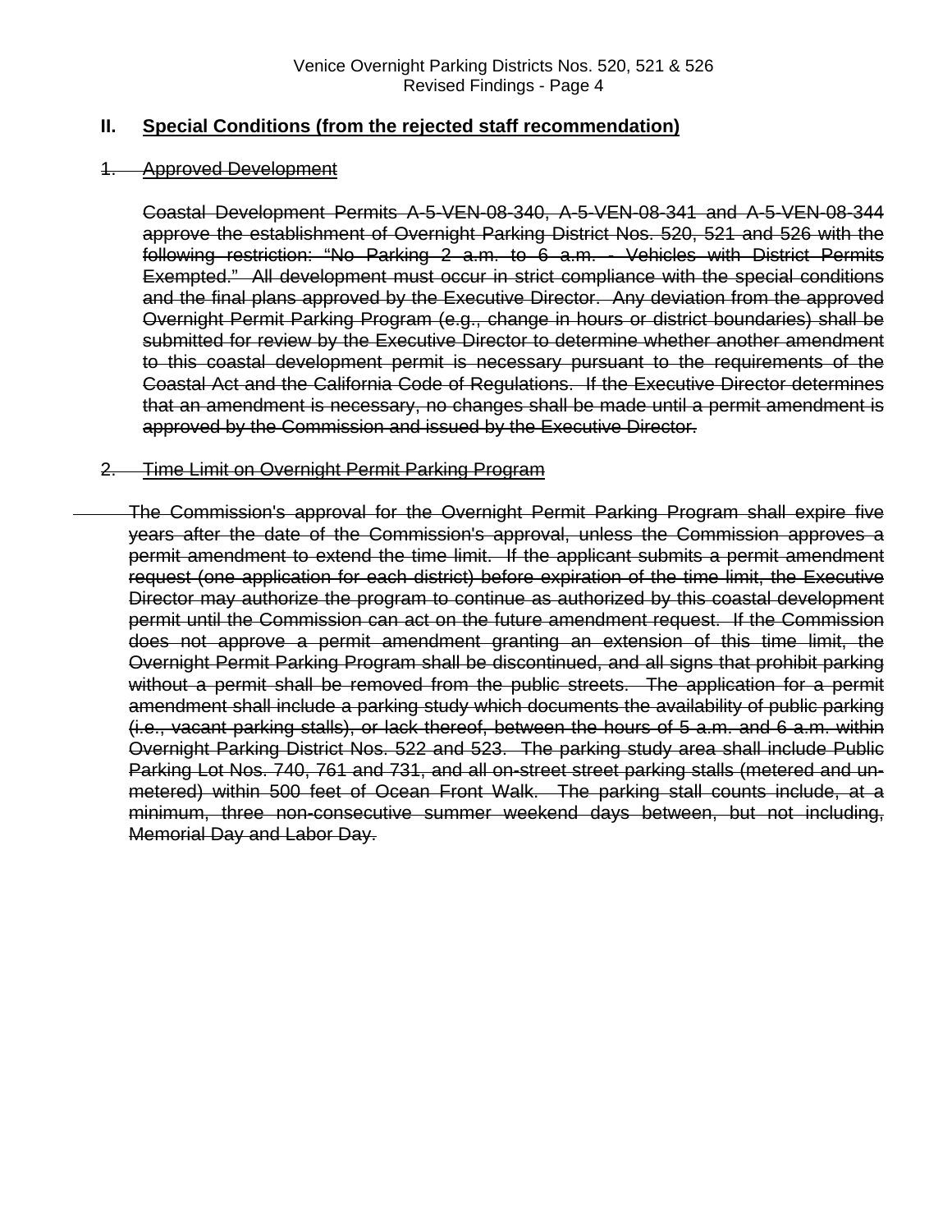## II. Special Conditions (from the rejected staff recommendation)

~~1. Approved Development~~

~~Coastal Development Permits A-5-VEN-08-340, A-5-VEN-08-341 and A-5-VEN-08-344 approve the establishment of Overnight Parking District Nos. 520, 521 and 526 with the following restriction: "No Parking 2 a.m. to 6 a.m. - Vehicles with District Permits Exempted." All development must occur in strict compliance with the special conditions and the final plans approved by the Executive Director. Any deviation from the approved Overnight Permit Parking Program (e.g., change in hours or district boundaries) shall be submitted for review by the Executive Director to determine whether another amendment to this coastal development permit is necessary pursuant to the requirements of the Coastal Act and the California Code of Regulations. If the Executive Director determines that an amendment is necessary, no changes shall be made until a permit amendment is approved by the Commission and issued by the Executive Director.~~

~~2. Time Limit on Overnight Permit Parking Program~~

~~The Commission's approval for the Overnight Permit Parking Program shall expire five years after the date of the Commission's approval, unless the Commission approves a permit amendment to extend the time limit. If the applicant submits a permit amendment request (one application for each district) before expiration of the time limit, the Executive Director may authorize the program to continue as authorized by this coastal development permit until the Commission can act on the future amendment request. If the Commission does not approve a permit amendment granting an extension of this time limit, the Overnight Permit Parking Program shall be discontinued, and all signs that prohibit parking without a permit shall be removed from the public streets. The application for a permit amendment shall include a parking study which documents the availability of public parking (i.e., vacant parking stalls), or lack thereof, between the hours of 5 a.m. and 6 a.m. within Overnight Parking District Nos. 522 and 523. The parking study area shall include Public Parking Lot Nos. 740, 761 and 731, and all on-street street parking stalls (metered and un-metered) within 500 feet of Ocean Front Walk. The parking stall counts include, at a minimum, three non-consecutive summer weekend days between, but not including, Memorial Day and Labor Day.~~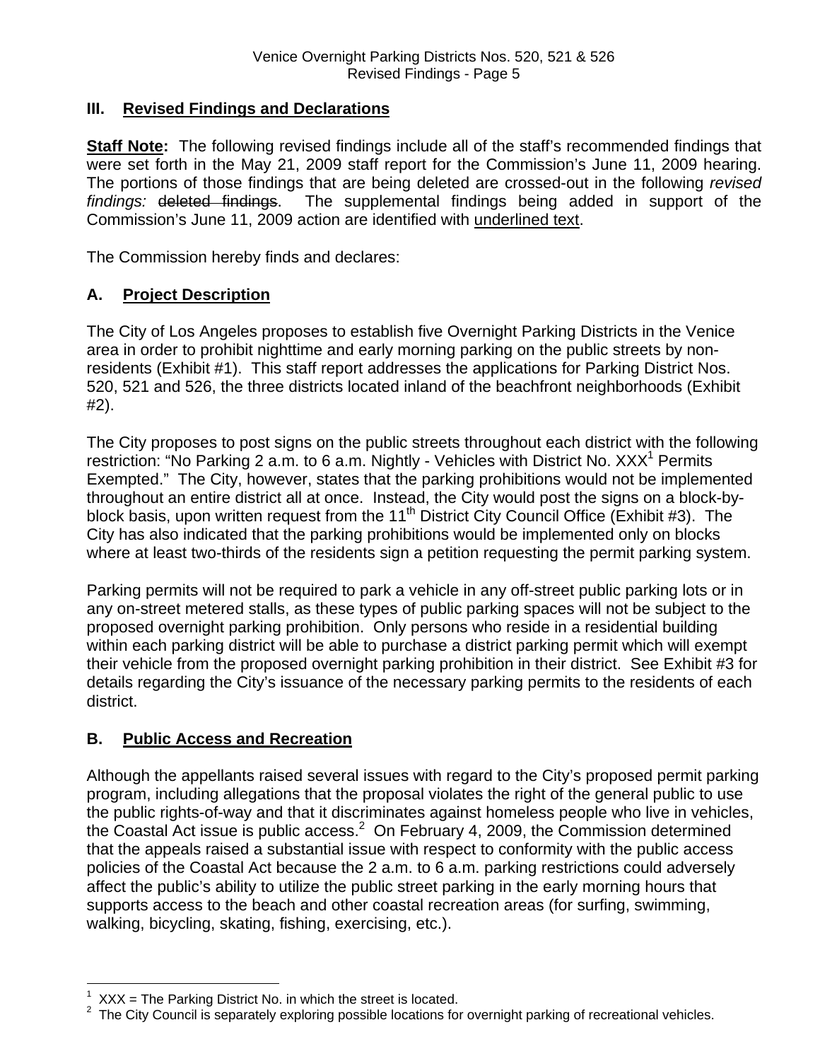## III. Revised Findings and Declarations

**Staff Note:** The following revised findings include all of the staff's recommended findings that were set forth in the May 21, 2009 staff report for the Commission's June 11, 2009 hearing. The portions of those findings that are being deleted are crossed-out in the following *revised findings:* ~~deleted findings~~. The supplemental findings being added in support of the Commission's June 11, 2009 action are identified with <u>underlined text</u>.

The Commission hereby finds and declares:

### A. Project Description

The City of Los Angeles proposes to establish five Overnight Parking Districts in the Venice area in order to prohibit nighttime and early morning parking on the public streets by non-residents (Exhibit #1). This staff report addresses the applications for Parking District Nos. 520, 521 and 526, the three districts located inland of the beachfront neighborhoods (Exhibit #2).

The City proposes to post signs on the public streets throughout each district with the following restriction: "No Parking 2 a.m. to 6 a.m. Nightly - Vehicles with District No. XXX[1] Permits Exempted." The City, however, states that the parking prohibitions would not be implemented throughout an entire district all at once. Instead, the City would post the signs on a block-by-block basis, upon written request from the 11th District City Council Office (Exhibit #3). The City has also indicated that the parking prohibitions would be implemented only on blocks where at least two-thirds of the residents sign a petition requesting the permit parking system.

Parking permits will not be required to park a vehicle in any off-street public parking lots or in any on-street metered stalls, as these types of public parking spaces will not be subject to the proposed overnight parking prohibition. Only persons who reside in a residential building within each parking district will be able to purchase a district parking permit which will exempt their vehicle from the proposed overnight parking prohibition in their district. See Exhibit #3 for details regarding the City's issuance of the necessary parking permits to the residents of each district.

### B. Public Access and Recreation

Although the appellants raised several issues with regard to the City's proposed permit parking program, including allegations that the proposal violates the right of the general public to use the public rights-of-way and that it discriminates against homeless people who live in vehicles, the Coastal Act issue is public access.[2] On February 4, 2009, the Commission determined that the appeals raised a substantial issue with respect to conformity with the public access policies of the Coastal Act because the 2 a.m. to 6 a.m. parking restrictions could adversely affect the public's ability to utilize the public street parking in the early morning hours that supports access to the beach and other coastal recreation areas (for surfing, swimming, walking, bicycling, skating, fishing, exercising, etc.).

---

[1] XXX = The Parking District No. in which the street is located.

[2] The City Council is separately exploring possible locations for overnight parking of recreational vehicles.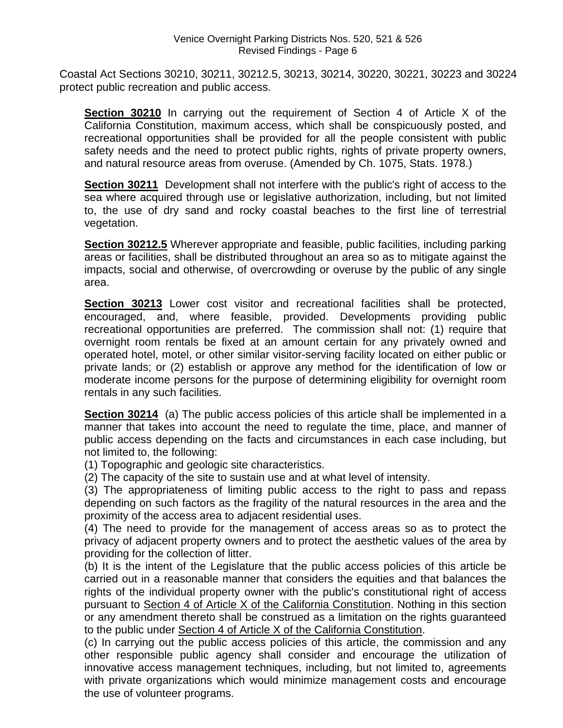Coastal Act Sections 30210, 30211, 30212.5, 30213, 30214, 30220, 30221, 30223 and 30224 protect public recreation and public access.

**Section 30210** In carrying out the requirement of Section 4 of Article X of the California Constitution, maximum access, which shall be conspicuously posted, and recreational opportunities shall be provided for all the people consistent with public safety needs and the need to protect public rights, rights of private property owners, and natural resource areas from overuse. (Amended by Ch. 1075, Stats. 1978.)

**Section 30211** Development shall not interfere with the public's right of access to the sea where acquired through use or legislative authorization, including, but not limited to, the use of dry sand and rocky coastal beaches to the first line of terrestrial vegetation.

**Section 30212.5** Wherever appropriate and feasible, public facilities, including parking areas or facilities, shall be distributed throughout an area so as to mitigate against the impacts, social and otherwise, of overcrowding or overuse by the public of any single area.

**Section 30213** Lower cost visitor and recreational facilities shall be protected, encouraged, and, where feasible, provided. Developments providing public recreational opportunities are preferred. The commission shall not: (1) require that overnight room rentals be fixed at an amount certain for any privately owned and operated hotel, motel, or other similar visitor-serving facility located on either public or private lands; or (2) establish or approve any method for the identification of low or moderate income persons for the purpose of determining eligibility for overnight room rentals in any such facilities.

**Section 30214** (a) The public access policies of this article shall be implemented in a manner that takes into account the need to regulate the time, place, and manner of public access depending on the facts and circumstances in each case including, but not limited to, the following:

(1) Topographic and geologic site characteristics.

(2) The capacity of the site to sustain use and at what level of intensity.

(3) The appropriateness of limiting public access to the right to pass and repass depending on such factors as the fragility of the natural resources in the area and the proximity of the access area to adjacent residential uses.

(4) The need to provide for the management of access areas so as to protect the privacy of adjacent property owners and to protect the aesthetic values of the area by providing for the collection of litter.

(b) It is the intent of the Legislature that the public access policies of this article be carried out in a reasonable manner that considers the equities and that balances the rights of the individual property owner with the public's constitutional right of access pursuant to Section 4 of Article X of the California Constitution. Nothing in this section or any amendment thereto shall be construed as a limitation on the rights guaranteed to the public under Section 4 of Article X of the California Constitution.

(c) In carrying out the public access policies of this article, the commission and any other responsible public agency shall consider and encourage the utilization of innovative access management techniques, including, but not limited to, agreements with private organizations which would minimize management costs and encourage the use of volunteer programs.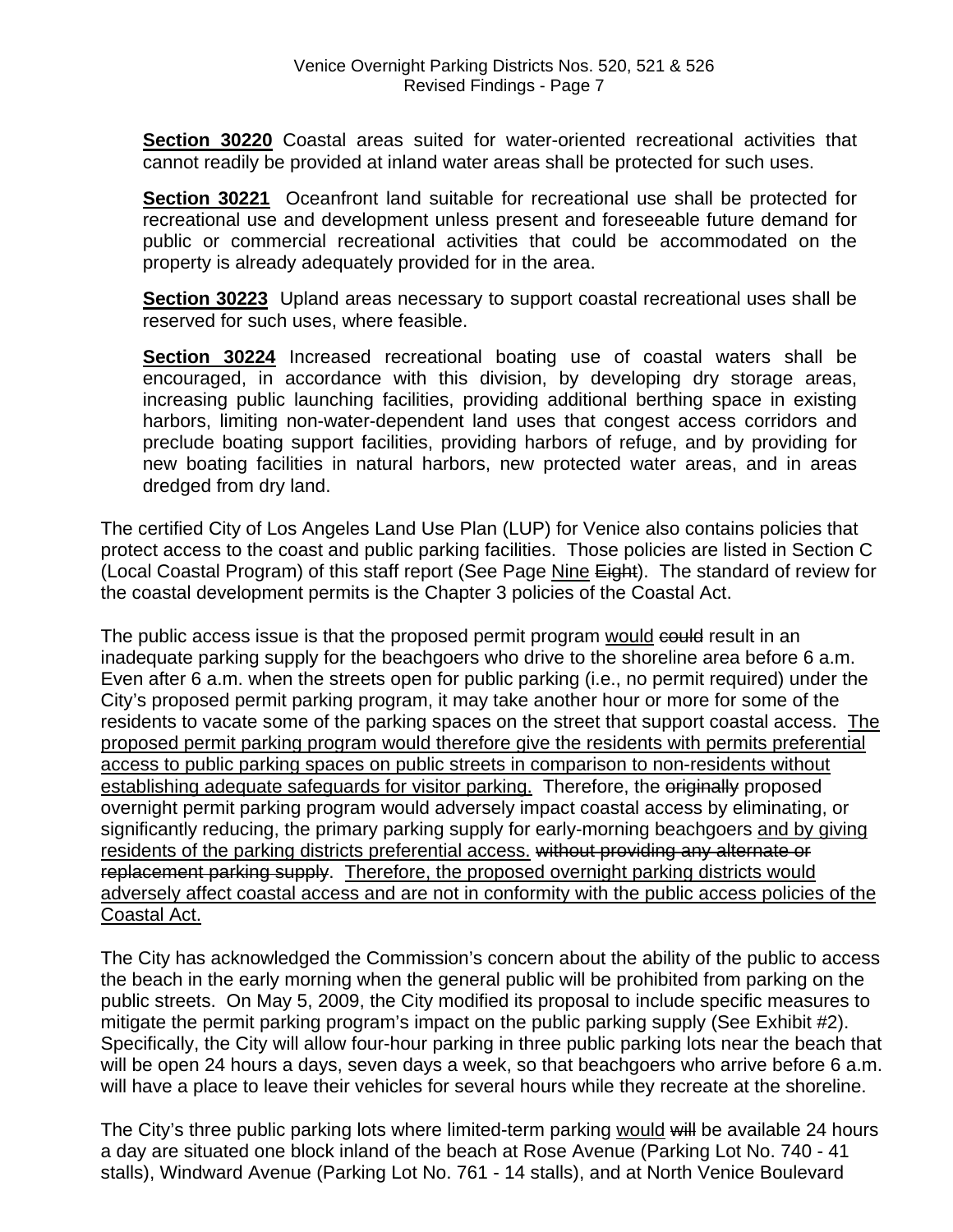**Section 30220** Coastal areas suited for water-oriented recreational activities that cannot readily be provided at inland water areas shall be protected for such uses.

**Section 30221** Oceanfront land suitable for recreational use shall be protected for recreational use and development unless present and foreseeable future demand for public or commercial recreational activities that could be accommodated on the property is already adequately provided for in the area.

**Section 30223** Upland areas necessary to support coastal recreational uses shall be reserved for such uses, where feasible.

**Section 30224** Increased recreational boating use of coastal waters shall be encouraged, in accordance with this division, by developing dry storage areas, increasing public launching facilities, providing additional berthing space in existing harbors, limiting non-water-dependent land uses that congest access corridors and preclude boating support facilities, providing harbors of refuge, and by providing for new boating facilities in natural harbors, new protected water areas, and in areas dredged from dry land.

The certified City of Los Angeles Land Use Plan (LUP) for Venice also contains policies that protect access to the coast and public parking facilities. Those policies are listed in Section C (Local Coastal Program) of this staff report (See Page <u>Nine</u> ~~Eight~~). The standard of review for the coastal development permits is the Chapter 3 policies of the Coastal Act.

The public access issue is that the proposed permit program <u>would</u> ~~could~~ result in an inadequate parking supply for the beachgoers who drive to the shoreline area before 6 a.m. Even after 6 a.m. when the streets open for public parking (i.e., no permit required) under the City's proposed permit parking program, it may take another hour or more for some of the residents to vacate some of the parking spaces on the street that support coastal access. <u>The proposed permit parking program would therefore give the residents with permits preferential access to public parking spaces on public streets in comparison to non-residents without establishing adequate safeguards for visitor parking.</u> Therefore, the ~~originally~~ proposed overnight permit parking program would adversely impact coastal access by eliminating, or significantly reducing, the primary parking supply for early-morning beachgoers <u>and by giving residents of the parking districts preferential access.</u> ~~without providing any alternate or replacement parking supply~~. <u>Therefore, the proposed overnight parking districts would adversely affect coastal access and are not in conformity with the public access policies of the Coastal Act.</u>

The City has acknowledged the Commission's concern about the ability of the public to access the beach in the early morning when the general public will be prohibited from parking on the public streets. On May 5, 2009, the City modified its proposal to include specific measures to mitigate the permit parking program's impact on the public parking supply (See Exhibit #2). Specifically, the City will allow four-hour parking in three public parking lots near the beach that will be open 24 hours a days, seven days a week, so that beachgoers who arrive before 6 a.m. will have a place to leave their vehicles for several hours while they recreate at the shoreline.

The City's three public parking lots where limited-term parking <u>would</u> ~~will~~ be available 24 hours a day are situated one block inland of the beach at Rose Avenue (Parking Lot No. 740 - 41 stalls), Windward Avenue (Parking Lot No. 761 - 14 stalls), and at North Venice Boulevard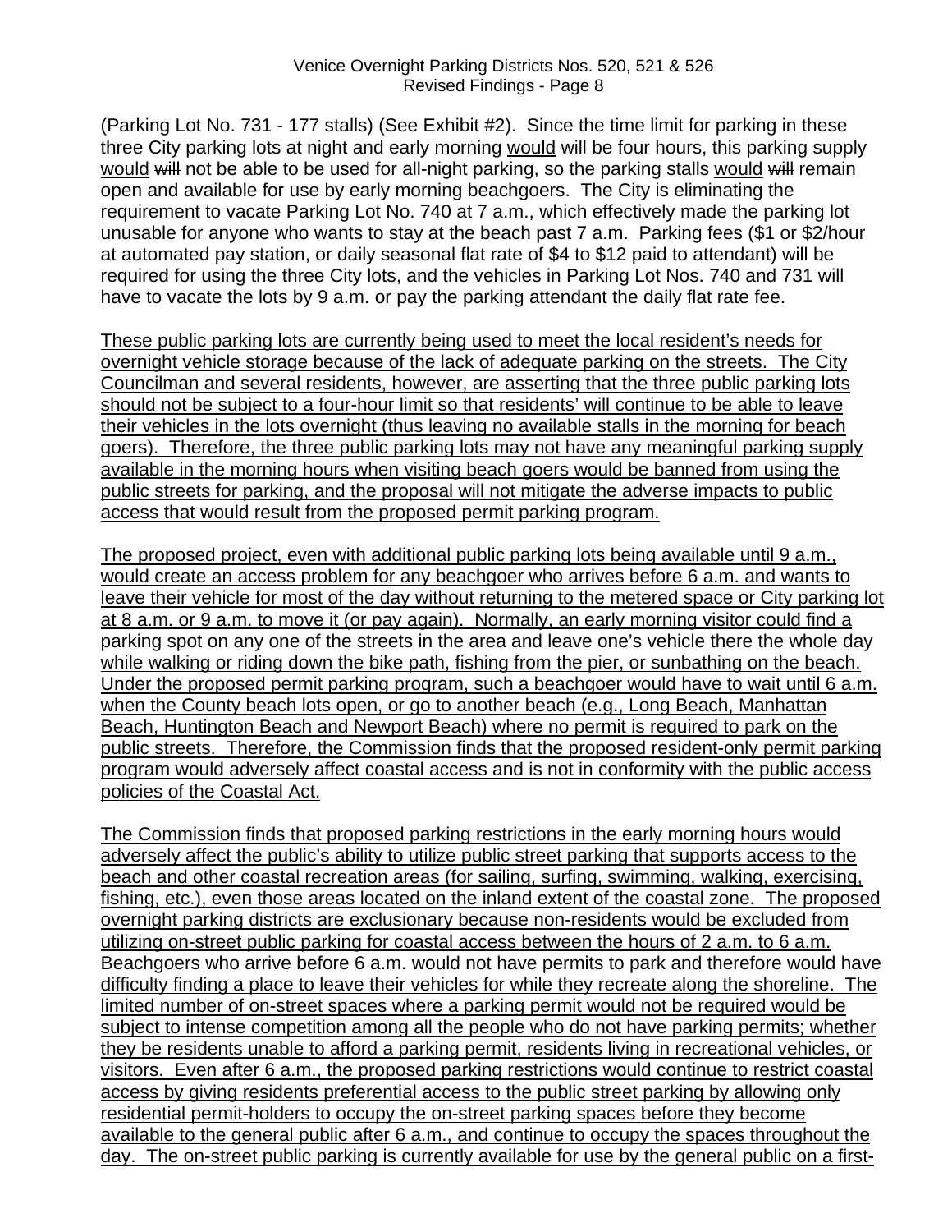(Parking Lot No. 731 - 177 stalls) (See Exhibit #2). Since the time limit for parking in these three City parking lots at night and early morning <u>would</u> ~~will~~ be four hours, this parking supply <u>would</u> ~~will~~ not be able to be used for all-night parking, so the parking stalls <u>would</u> ~~will~~ remain open and available for use by early morning beachgoers. The City is eliminating the requirement to vacate Parking Lot No. 740 at 7 a.m., which effectively made the parking lot unusable for anyone who wants to stay at the beach past 7 a.m. Parking fees ($1 or $2/hour at automated pay station, or daily seasonal flat rate of $4 to $12 paid to attendant) will be required for using the three City lots, and the vehicles in Parking Lot Nos. 740 and 731 will have to vacate the lots by 9 a.m. or pay the parking attendant the daily flat rate fee.

<u>These public parking lots are currently being used to meet the local resident's needs for overnight vehicle storage because of the lack of adequate parking on the streets. The City Councilman and several residents, however, are asserting that the three public parking lots should not be subject to a four-hour limit so that residents' will continue to be able to leave their vehicles in the lots overnight (thus leaving no available stalls in the morning for beach goers). Therefore, the three public parking lots may not have any meaningful parking supply available in the morning hours when visiting beach goers would be banned from using the public streets for parking, and the proposal will not mitigate the adverse impacts to public access that would result from the proposed permit parking program.</u>

<u>The proposed project, even with additional public parking lots being available until 9 a.m., would create an access problem for any beachgoer who arrives before 6 a.m. and wants to leave their vehicle for most of the day without returning to the metered space or City parking lot at 8 a.m. or 9 a.m. to move it (or pay again). Normally, an early morning visitor could find a parking spot on any one of the streets in the area and leave one's vehicle there the whole day while walking or riding down the bike path, fishing from the pier, or sunbathing on the beach. Under the proposed permit parking program, such a beachgoer would have to wait until 6 a.m. when the County beach lots open, or go to another beach (e.g., Long Beach, Manhattan Beach, Huntington Beach and Newport Beach) where no permit is required to park on the public streets. Therefore, the Commission finds that the proposed resident-only permit parking program would adversely affect coastal access and is not in conformity with the public access policies of the Coastal Act.</u>

<u>The Commission finds that proposed parking restrictions in the early morning hours would adversely affect the public's ability to utilize public street parking that supports access to the beach and other coastal recreation areas (for sailing, surfing, swimming, walking, exercising, fishing, etc.), even those areas located on the inland extent of the coastal zone. The proposed overnight parking districts are exclusionary because non-residents would be excluded from utilizing on-street public parking for coastal access between the hours of 2 a.m. to 6 a.m. Beachgoers who arrive before 6 a.m. would not have permits to park and therefore would have difficulty finding a place to leave their vehicles for while they recreate along the shoreline. The limited number of on-street spaces where a parking permit would not be required would be subject to intense competition among all the people who do not have parking permits; whether they be residents unable to afford a parking permit, residents living in recreational vehicles, or visitors. Even after 6 a.m., the proposed parking restrictions would continue to restrict coastal access by giving residents preferential access to the public street parking by allowing only residential permit-holders to occupy the on-street parking spaces before they become available to the general public after 6 a.m., and continue to occupy the spaces throughout the day. The on-street public parking is currently available for use by the general public on a first-</u>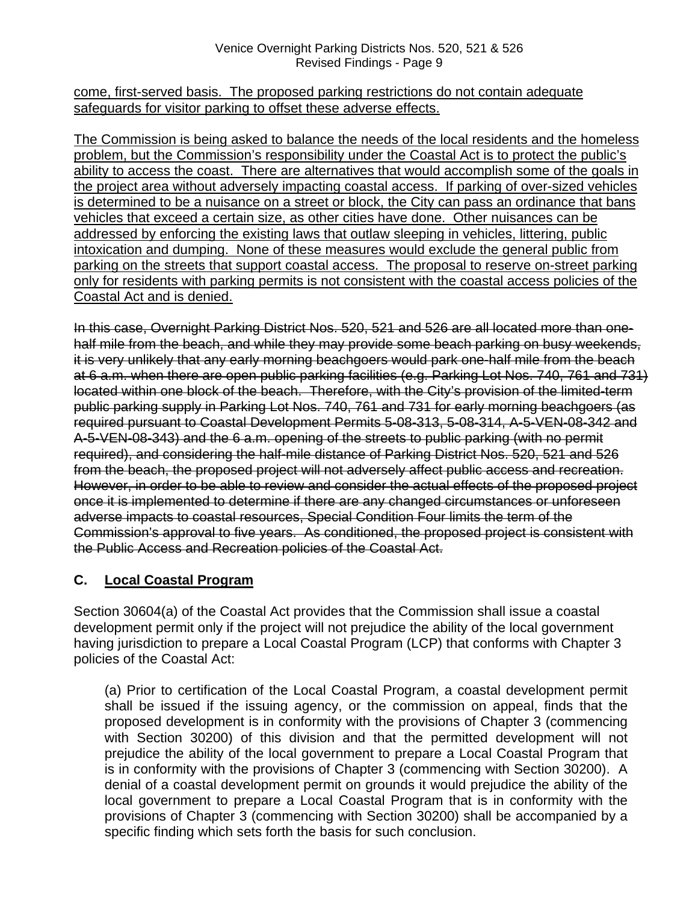<u>come, first-served basis. The proposed parking restrictions do not contain adequate safeguards for visitor parking to offset these adverse effects.</u>

<u>The Commission is being asked to balance the needs of the local residents and the homeless problem, but the Commission's responsibility under the Coastal Act is to protect the public's ability to access the coast. There are alternatives that would accomplish some of the goals in the project area without adversely impacting coastal access. If parking of over-sized vehicles is determined to be a nuisance on a street or block, the City can pass an ordinance that bans vehicles that exceed a certain size, as other cities have done. Other nuisances can be addressed by enforcing the existing laws that outlaw sleeping in vehicles, littering, public intoxication and dumping. None of these measures would exclude the general public from parking on the streets that support coastal access. The proposal to reserve on-street parking only for residents with parking permits is not consistent with the coastal access policies of the Coastal Act and is denied.</u>

~~In this case, Overnight Parking District Nos. 520, 521 and 526 are all located more than one-half mile from the beach, and while they may provide some beach parking on busy weekends, it is very unlikely that any early morning beachgoers would park one-half mile from the beach at 6 a.m. when there are open public parking facilities (e.g. Parking Lot Nos. 740, 761 and 731) located within one block of the beach. Therefore, with the City's provision of the limited-term public parking supply in Parking Lot Nos. 740, 761 and 731 for early morning beachgoers (as required pursuant to Coastal Development Permits 5-08-313, 5-08-314, A-5-VEN-08-342 and A-5-VEN-08-343) and the 6 a.m. opening of the streets to public parking (with no permit required), and considering the half-mile distance of Parking District Nos. 520, 521 and 526 from the beach, the proposed project will not adversely affect public access and recreation. However, in order to be able to review and consider the actual effects of the proposed project once it is implemented to determine if there are any changed circumstances or unforeseen adverse impacts to coastal resources, Special Condition Four limits the term of the Commission's approval to five years. As conditioned, the proposed project is consistent with the Public Access and Recreation policies of the Coastal Act.~~

## C. <u>Local Coastal Program</u>

Section 30604(a) of the Coastal Act provides that the Commission shall issue a coastal development permit only if the project will not prejudice the ability of the local government having jurisdiction to prepare a Local Coastal Program (LCP) that conforms with Chapter 3 policies of the Coastal Act:

> (a) Prior to certification of the Local Coastal Program, a coastal development permit shall be issued if the issuing agency, or the commission on appeal, finds that the proposed development is in conformity with the provisions of Chapter 3 (commencing with Section 30200) of this division and that the permitted development will not prejudice the ability of the local government to prepare a Local Coastal Program that is in conformity with the provisions of Chapter 3 (commencing with Section 30200). A denial of a coastal development permit on grounds it would prejudice the ability of the local government to prepare a Local Coastal Program that is in conformity with the provisions of Chapter 3 (commencing with Section 30200) shall be accompanied by a specific finding which sets forth the basis for such conclusion.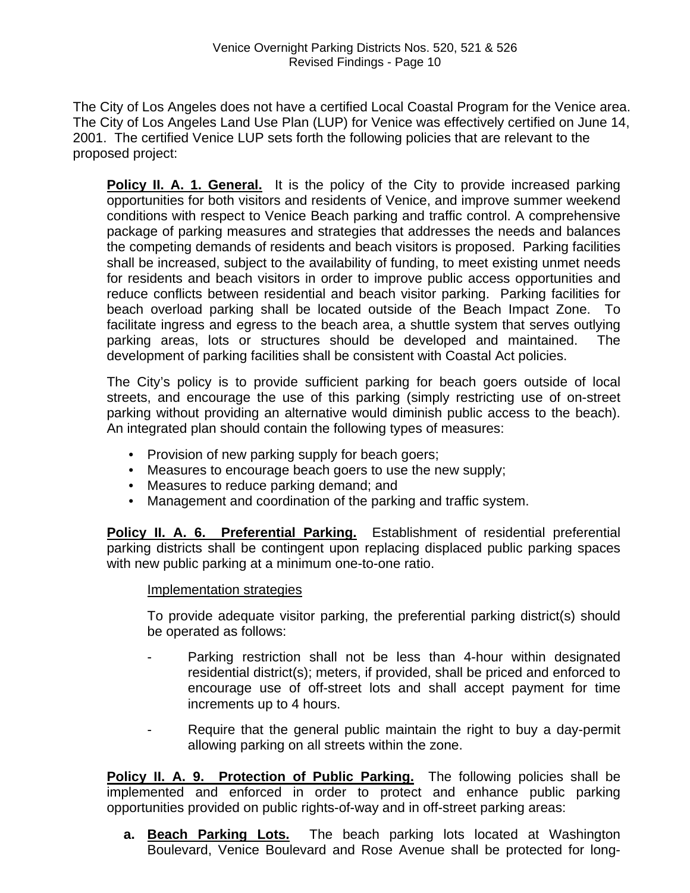The City of Los Angeles does not have a certified Local Coastal Program for the Venice area. The City of Los Angeles Land Use Plan (LUP) for Venice was effectively certified on June 14, 2001. The certified Venice LUP sets forth the following policies that are relevant to the proposed project:

> **Policy II. A. 1. General.** It is the policy of the City to provide increased parking opportunities for both visitors and residents of Venice, and improve summer weekend conditions with respect to Venice Beach parking and traffic control. A comprehensive package of parking measures and strategies that addresses the needs and balances the competing demands of residents and beach visitors is proposed. Parking facilities shall be increased, subject to the availability of funding, to meet existing unmet needs for residents and beach visitors in order to improve public access opportunities and reduce conflicts between residential and beach visitor parking. Parking facilities for beach overload parking shall be located outside of the Beach Impact Zone. To facilitate ingress and egress to the beach area, a shuttle system that serves outlying parking areas, lots or structures should be developed and maintained. The development of parking facilities shall be consistent with Coastal Act policies.
>
> The City's policy is to provide sufficient parking for beach goers outside of local streets, and encourage the use of this parking (simply restricting use of on-street parking without providing an alternative would diminish public access to the beach). An integrated plan should contain the following types of measures:
>
> - Provision of new parking supply for beach goers;
> - Measures to encourage beach goers to use the new supply;
> - Measures to reduce parking demand; and
> - Management and coordination of the parking and traffic system.
>
> **Policy II. A. 6. Preferential Parking.** Establishment of residential preferential parking districts shall be contingent upon replacing displaced public parking spaces with new public parking at a minimum one-to-one ratio.
>
> Implementation strategies
>
> To provide adequate visitor parking, the preferential parking district(s) should be operated as follows:
>
> - Parking restriction shall not be less than 4-hour within designated residential district(s); meters, if provided, shall be priced and enforced to encourage use of off-street lots and shall accept payment for time increments up to 4 hours.
> - Require that the general public maintain the right to buy a day-permit allowing parking on all streets within the zone.
>
> **Policy II. A. 9. Protection of Public Parking.** The following policies shall be implemented and enforced in order to protect and enhance public parking opportunities provided on public rights-of-way and in off-street parking areas:
>
> **a. Beach Parking Lots.** The beach parking lots located at Washington Boulevard, Venice Boulevard and Rose Avenue shall be protected for long-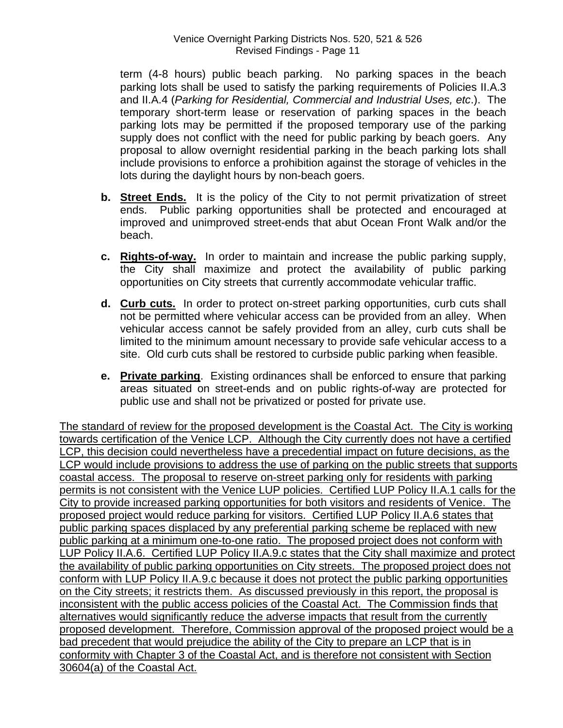term (4-8 hours) public beach parking. No parking spaces in the beach parking lots shall be used to satisfy the parking requirements of Policies II.A.3 and II.A.4 (*Parking for Residential, Commercial and Industrial Uses, etc*.). The temporary short-term lease or reservation of parking spaces in the beach parking lots may be permitted if the proposed temporary use of the parking supply does not conflict with the need for public parking by beach goers. Any proposal to allow overnight residential parking in the beach parking lots shall include provisions to enforce a prohibition against the storage of vehicles in the lots during the daylight hours by non-beach goers.

**b.** **<u>Street Ends.</u>** It is the policy of the City to not permit privatization of street ends. Public parking opportunities shall be protected and encouraged at improved and unimproved street-ends that abut Ocean Front Walk and/or the beach.

**c.** **<u>Rights-of-way.</u>** In order to maintain and increase the public parking supply, the City shall maximize and protect the availability of public parking opportunities on City streets that currently accommodate vehicular traffic.

**d.** **<u>Curb cuts.</u>** In order to protect on-street parking opportunities, curb cuts shall not be permitted where vehicular access can be provided from an alley. When vehicular access cannot be safely provided from an alley, curb cuts shall be limited to the minimum amount necessary to provide safe vehicular access to a site. Old curb cuts shall be restored to curbside public parking when feasible.

**e.** **<u>Private parking</u>**. Existing ordinances shall be enforced to ensure that parking areas situated on street-ends and on public rights-of-way are protected for public use and shall not be privatized or posted for private use.

<u>The standard of review for the proposed development is the Coastal Act. The City is working towards certification of the Venice LCP. Although the City currently does not have a certified LCP, this decision could nevertheless have a precedential impact on future decisions, as the LCP would include provisions to address the use of parking on the public streets that supports coastal access. The proposal to reserve on-street parking only for residents with parking permits is not consistent with the Venice LUP policies. Certified LUP Policy II.A.1 calls for the City to provide increased parking opportunities for both visitors and residents of Venice. The proposed project would reduce parking for visitors. Certified LUP Policy II.A.6 states that public parking spaces displaced by any preferential parking scheme be replaced with new public parking at a minimum one-to-one ratio. The proposed project does not conform with LUP Policy II.A.6. Certified LUP Policy II.A.9.c states that the City shall maximize and protect the availability of public parking opportunities on City streets. The proposed project does not conform with LUP Policy II.A.9.c because it does not protect the public parking opportunities on the City streets; it restricts them. As discussed previously in this report, the proposal is inconsistent with the public access policies of the Coastal Act. The Commission finds that alternatives would significantly reduce the adverse impacts that result from the currently proposed development. Therefore, Commission approval of the proposed project would be a bad precedent that would prejudice the ability of the City to prepare an LCP that is in conformity with Chapter 3 of the Coastal Act, and is therefore not consistent with Section 30604(a) of the Coastal Act.</u>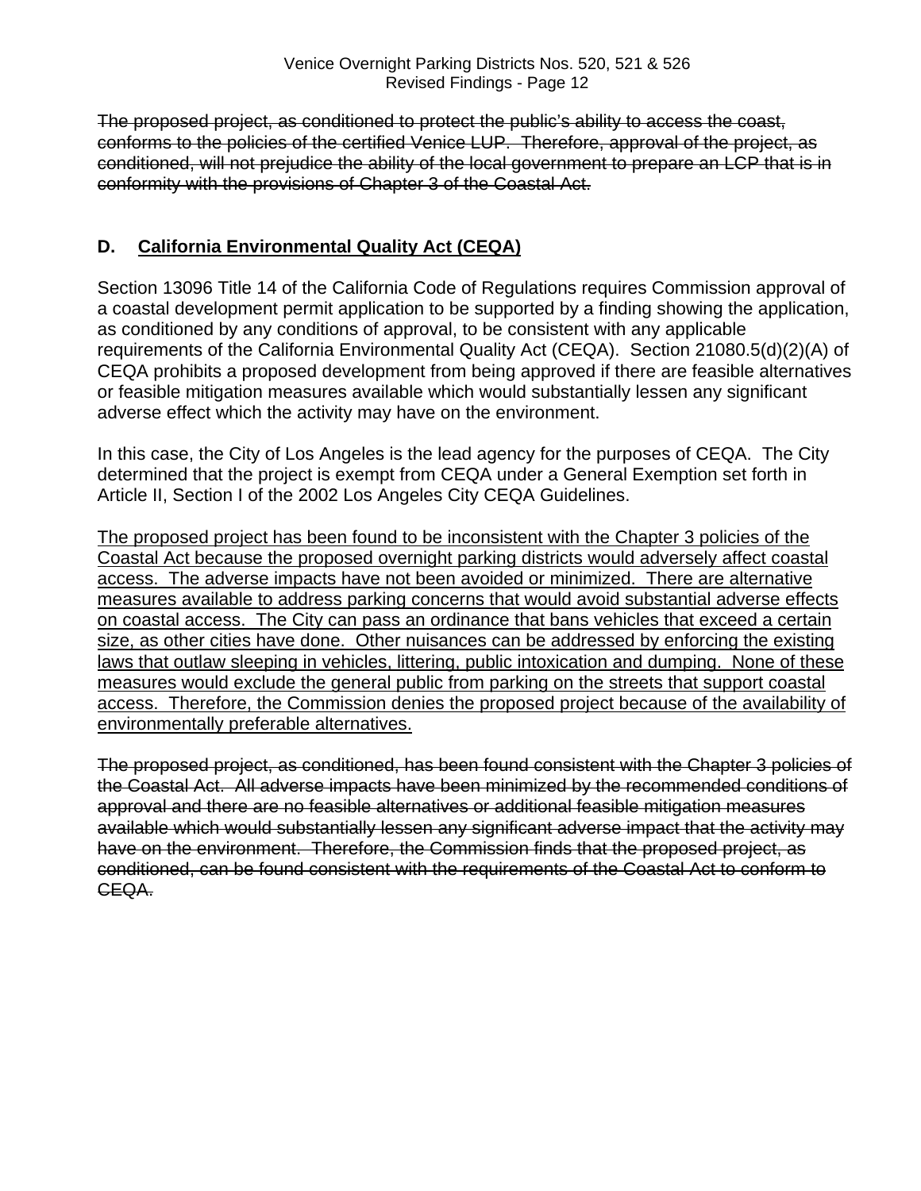~~The proposed project, as conditioned to protect the public's ability to access the coast, conforms to the policies of the certified Venice LUP. Therefore, approval of the project, as conditioned, will not prejudice the ability of the local government to prepare an LCP that is in conformity with the provisions of Chapter 3 of the Coastal Act.~~

## D. <u>California Environmental Quality Act (CEQA)</u>

Section 13096 Title 14 of the California Code of Regulations requires Commission approval of a coastal development permit application to be supported by a finding showing the application, as conditioned by any conditions of approval, to be consistent with any applicable requirements of the California Environmental Quality Act (CEQA). Section 21080.5(d)(2)(A) of CEQA prohibits a proposed development from being approved if there are feasible alternatives or feasible mitigation measures available which would substantially lessen any significant adverse effect which the activity may have on the environment.

In this case, the City of Los Angeles is the lead agency for the purposes of CEQA. The City determined that the project is exempt from CEQA under a General Exemption set forth in Article II, Section I of the 2002 Los Angeles City CEQA Guidelines.

<u>The proposed project has been found to be inconsistent with the Chapter 3 policies of the Coastal Act because the proposed overnight parking districts would adversely affect coastal access. The adverse impacts have not been avoided or minimized. There are alternative measures available to address parking concerns that would avoid substantial adverse effects on coastal access. The City can pass an ordinance that bans vehicles that exceed a certain size, as other cities have done. Other nuisances can be addressed by enforcing the existing laws that outlaw sleeping in vehicles, littering, public intoxication and dumping. None of these measures would exclude the general public from parking on the streets that support coastal access. Therefore, the Commission denies the proposed project because of the availability of environmentally preferable alternatives.</u>

~~The proposed project, as conditioned, has been found consistent with the Chapter 3 policies of the Coastal Act. All adverse impacts have been minimized by the recommended conditions of approval and there are no feasible alternatives or additional feasible mitigation measures available which would substantially lessen any significant adverse impact that the activity may have on the environment. Therefore, the Commission finds that the proposed project, as conditioned, can be found consistent with the requirements of the Coastal Act to conform to CEQA.~~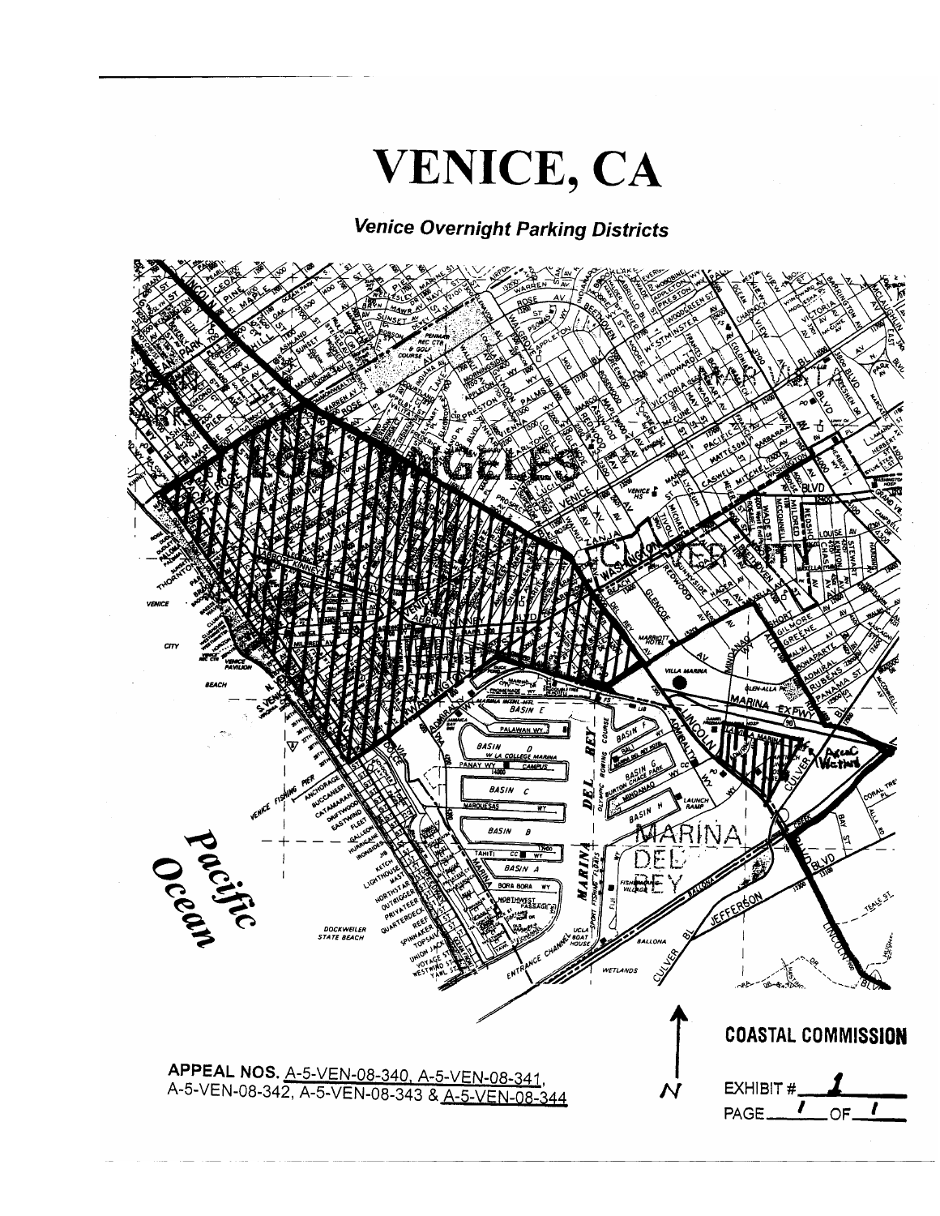# VENICE, CA

***Venice Overnight Parking Districts***

**APPEAL NOS.** A-5-VEN-08-340, A-5-VEN-08-341, A-5-VEN-08-342, A-5-VEN-08-343 & A-5-VEN-08-344

**COASTAL COMMISSION**

EXHIBIT # 1

PAGE 1 OF 1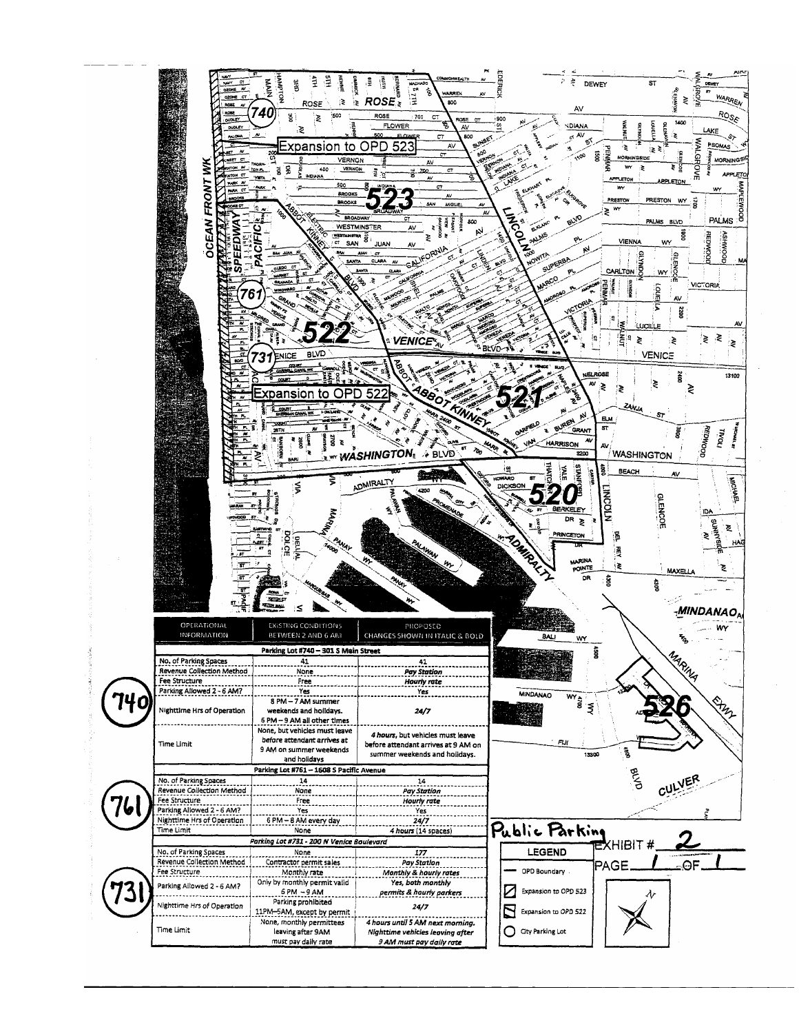Expansion to OPD 523

Expansion to OPD 522

| OPERATIONAL INFORMATION | EXISTING CONDITIONS BETWEEN 2 AND 6 AM | PROPOSED CHANGES SHOWN IN ITALIC & BOLD |
|---|---|---|
| **Parking Lot #740 – 301 S Main Street** | | |
| No. of Parking Spaces | 41 | 41 |
| Revenue Collection Method | None | ***Pay Station*** |
| Fee Structure | Free | ***Hourly rate*** |
| Parking Allowed 2 - 6 AM? | Yes | Yes |
| Nighttime Hrs of Operation | 8 PM – 7 AM summer weekends and holidays. 6 PM – 9 AM all other times | ***24/7*** |
| Time Limit | None, but vehicles must leave before attendant arrives at 9 AM on summer weekends and holidays | ***4 hours***, but vehicles must leave before attendant arrives at 9 AM on summer weekends and holidays. |
| **Parking Lot #761 – 1608 S Pacific Avenue** | | |
| No. of Parking Spaces | 14 | 14 |
| Revenue Collection Method | None | ***Pay Station*** |
| Fee Structure | Free | ***Hourly rate*** |
| Parking Allowed 2 - 6 AM? | Yes | Yes |
| Nighttime Hrs of Operation | 6 PM – 8 AM every day | ***24/7*** |
| Time Limit | None | ***4 hours*** (14 spaces) |
| ***Parking Lot #731 - 200 N Venice Boulevard*** | | |
| No. of Parking Spaces | None | 177 |
| Revenue Collection Method | Contractor permit sales | ***Pay Station*** |
| Fee Structure | Monthly rate | ***Monthly & hourly rates*** |
| Parking Allowed 2 - 6 AM? | Only by monthly permit valid 6 PM – 9 AM | ***Yes, both monthly permits & hourly parkers*** |
| Nighttime Hrs of Operation | Parking prohibited 11PM–5AM, except by permit | ***24/7*** |
| Time Limit | None, monthly permittees leaving after 9AM must pay daily rate | ***4 hours until 5 AM next morning. Nighttime vehicles leaving after 9 AM must pay daily rate*** |

Public Parking

EXHIBIT # 2

PAGE 1 OF 1

**LEGEND**

- OPD Boundary
- Expansion to OPD 523
- Expansion to OPD 522
- City Parking Lot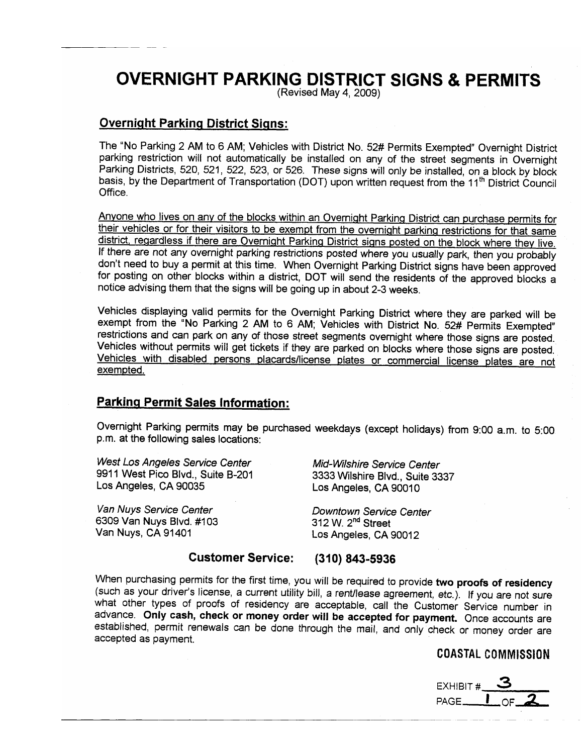# OVERNIGHT PARKING DISTRICT SIGNS & PERMITS

(Revised May 4, 2009)

## Overnight Parking District Signs:

The "No Parking 2 AM to 6 AM; Vehicles with District No. 52# Permits Exempted" Overnight District parking restriction will not automatically be installed on any of the street segments in Overnight Parking Districts, 520, 521, 522, 523, or 526. These signs will only be installed, on a block by block basis, by the Department of Transportation (DOT) upon written request from the 11th District Council Office.

Anyone who lives on any of the blocks within an Overnight Parking District can purchase permits for their vehicles or for their visitors to be exempt from the overnight parking restrictions for that same district, regardless if there are Overnight Parking District signs posted on the block where they live. If there are not any overnight parking restrictions posted where you usually park, then you probably don't need to buy a permit at this time. When Overnight Parking District signs have been approved for posting on other blocks within a district, DOT will send the residents of the approved blocks a notice advising them that the signs will be going up in about 2-3 weeks.

Vehicles displaying valid permits for the Overnight Parking District where they are parked will be exempt from the "No Parking 2 AM to 6 AM; Vehicles with District No. 52# Permits Exempted" restrictions and can park on any of those street segments overnight where those signs are posted. Vehicles without permits will get tickets if they are parked on blocks where those signs are posted. Vehicles with disabled persons placards/license plates or commercial license plates are not exempted.

## Parking Permit Sales Information:

Overnight Parking permits may be purchased weekdays (except holidays) from 9:00 a.m. to 5:00 p.m. at the following sales locations:

*West Los Angeles Service Center*
9911 West Pico Blvd., Suite B-201
Los Angeles, CA 90035

*Mid-Wilshire Service Center*
3333 Wilshire Blvd., Suite 3337
Los Angeles, CA 90010

*Van Nuys Service Center*
6309 Van Nuys Blvd. #103
Van Nuys, CA 91401

*Downtown Service Center*
312 W. 2nd Street
Los Angeles, CA 90012

**Customer Service: (310) 843-5936**

When purchasing permits for the first time, you will be required to provide **two proofs of residency** (such as your driver's license, a current utility bill, a rent/lease agreement, etc.). If you are not sure what other types of proofs of residency are acceptable, call the Customer Service number in advance. **Only cash, check or money order will be accepted for payment.** Once accounts are established, permit renewals can be done through the mail, and only check or money order are accepted as payment.

**COASTAL COMMISSION**

EXHIBIT # 3
PAGE 1 OF 2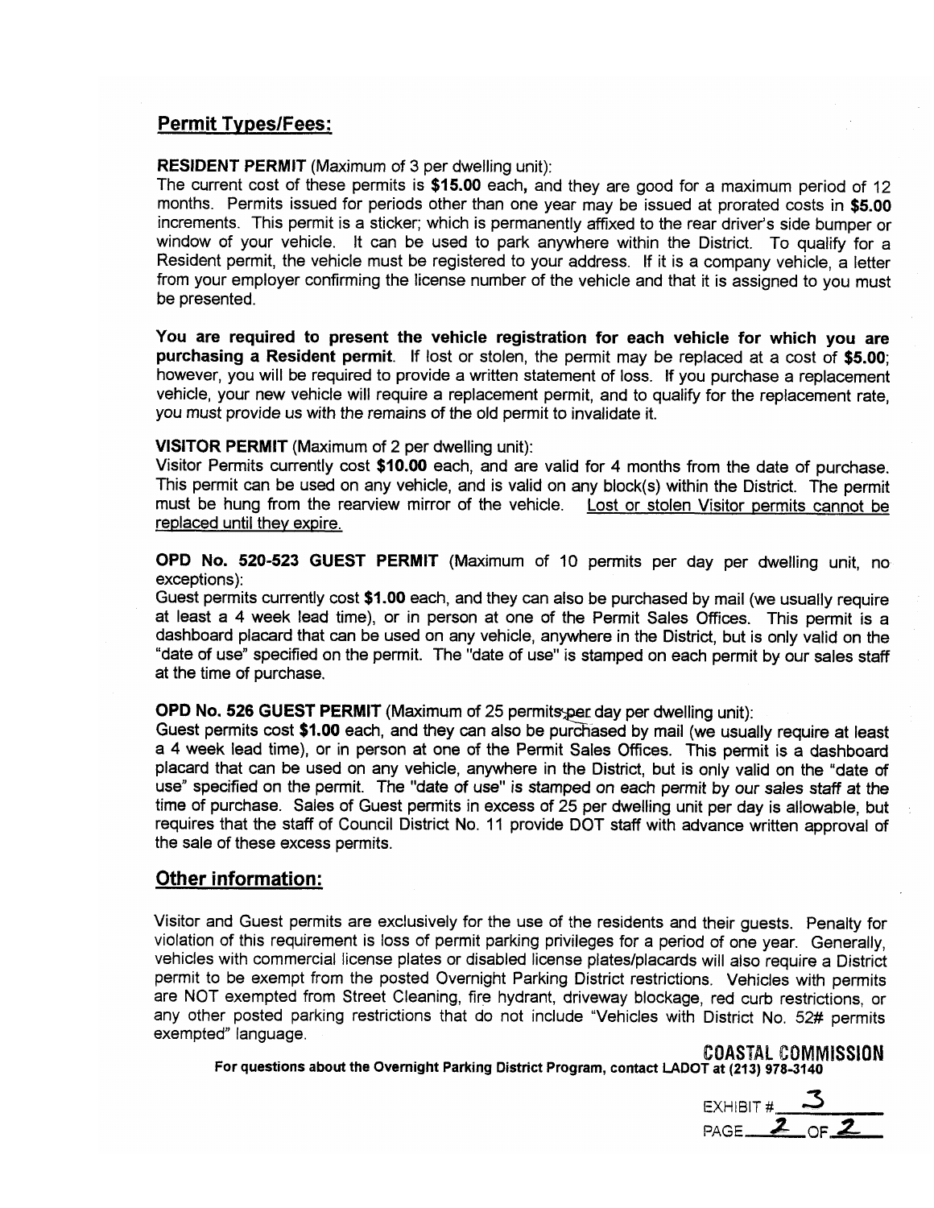## Permit Types/Fees:

**RESIDENT PERMIT** (Maximum of 3 per dwelling unit):
The current cost of these permits is **$15.00** each, and they are good for a maximum period of 12 months. Permits issued for periods other than one year may be issued at prorated costs in **$5.00** increments. This permit is a sticker; which is permanently affixed to the rear driver's side bumper or window of your vehicle. It can be used to park anywhere within the District. To qualify for a Resident permit, the vehicle must be registered to your address. If it is a company vehicle, a letter from your employer confirming the license number of the vehicle and that it is assigned to you must be presented.

**You are required to present the vehicle registration for each vehicle for which you are purchasing a Resident permit**. If lost or stolen, the permit may be replaced at a cost of **$5.00**; however, you will be required to provide a written statement of loss. If you purchase a replacement vehicle, your new vehicle will require a replacement permit, and to qualify for the replacement rate, you must provide us with the remains of the old permit to invalidate it.

**VISITOR PERMIT** (Maximum of 2 per dwelling unit):
Visitor Permits currently cost **$10.00** each, and are valid for 4 months from the date of purchase. This permit can be used on any vehicle, and is valid on any block(s) within the District. The permit must be hung from the rearview mirror of the vehicle. Lost or stolen Visitor permits cannot be replaced until they expire.

**OPD No. 520-523 GUEST PERMIT** (Maximum of 10 permits per day per dwelling unit, no exceptions):
Guest permits currently cost **$1.00** each, and they can also be purchased by mail (we usually require at least a 4 week lead time), or in person at one of the Permit Sales Offices. This permit is a dashboard placard that can be used on any vehicle, anywhere in the District, but is only valid on the "date of use" specified on the permit. The "date of use" is stamped on each permit by our sales staff at the time of purchase.

**OPD No. 526 GUEST PERMIT** (Maximum of 25 permits per day per dwelling unit):
Guest permits cost **$1.00** each, and they can also be purchased by mail (we usually require at least a 4 week lead time), or in person at one of the Permit Sales Offices. This permit is a dashboard placard that can be used on any vehicle, anywhere in the District, but is only valid on the "date of use" specified on the permit. The "date of use" is stamped on each permit by our sales staff at the time of purchase. Sales of Guest permits in excess of 25 per dwelling unit per day is allowable, but requires that the staff of Council District No. 11 provide DOT staff with advance written approval of the sale of these excess permits.

## Other information:

Visitor and Guest permits are exclusively for the use of the residents and their guests. Penalty for violation of this requirement is loss of permit parking privileges for a period of one year. Generally, vehicles with commercial license plates or disabled license plates/placards will also require a District permit to be exempt from the posted Overnight Parking District restrictions. Vehicles with permits are NOT exempted from Street Cleaning, fire hydrant, driveway blockage, red curb restrictions, or any other posted parking restrictions that do not include "Vehicles with District No. 52# permits exempted" language.

**For questions about the Overnight Parking District Program, contact LADOT at (213) 978-3140**

COASTAL COMMISSION

EXHIBIT # 3

PAGE 2 OF 2